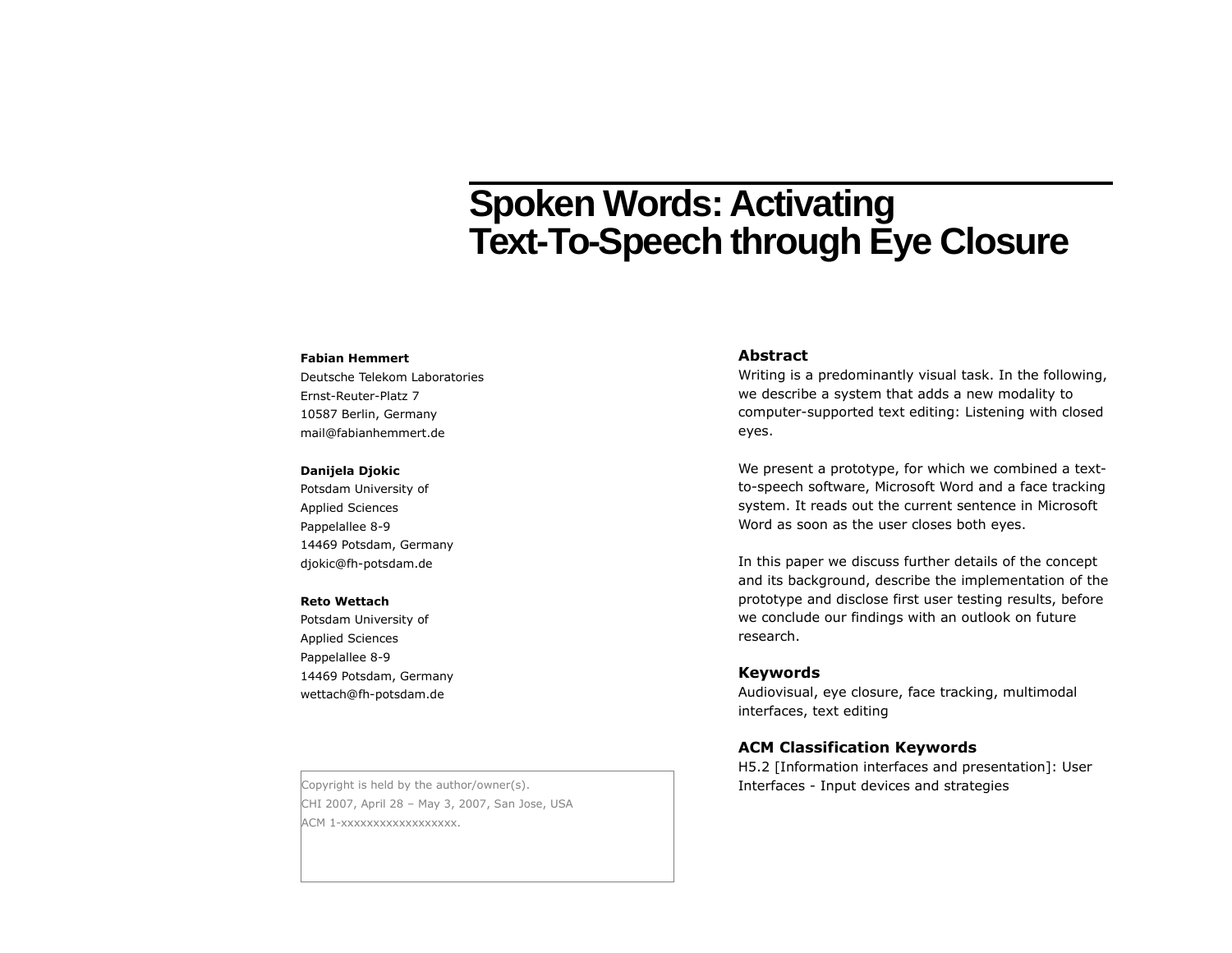# Spoken Words: Activating Text-To-Speech through Eye Closure

**Fabian Hemmert**
Deutsche Telekom Laboratories
Ernst-Reuter-Platz 7
10587 Berlin, Germany
mail@fabianhemmert.de

**Danijela Djokic**
Potsdam University of
Applied Sciences
Pappelallee 8-9
14469 Potsdam, Germany
djokic@fh-potsdam.de

**Reto Wettach**
Potsdam University of
Applied Sciences
Pappelallee 8-9
14469 Potsdam, Germany
wettach@fh-potsdam.de

Copyright is held by the author/owner(s).
CHI 2007, April 28 – May 3, 2007, San Jose, USA
ACM 1-xxxxxxxxxxxxxxxxxx.

## Abstract

Writing is a predominantly visual task. In the following, we describe a system that adds a new modality to computer-supported text editing: Listening with closed eyes.

We present a prototype, for which we combined a text-to-speech software, Microsoft Word and a face tracking system. It reads out the current sentence in Microsoft Word as soon as the user closes both eyes.

In this paper we discuss further details of the concept and its background, describe the implementation of the prototype and disclose first user testing results, before we conclude our findings with an outlook on future research.

## Keywords

Audiovisual, eye closure, face tracking, multimodal interfaces, text editing

## ACM Classification Keywords

H5.2 [Information interfaces and presentation]: User Interfaces - Input devices and strategies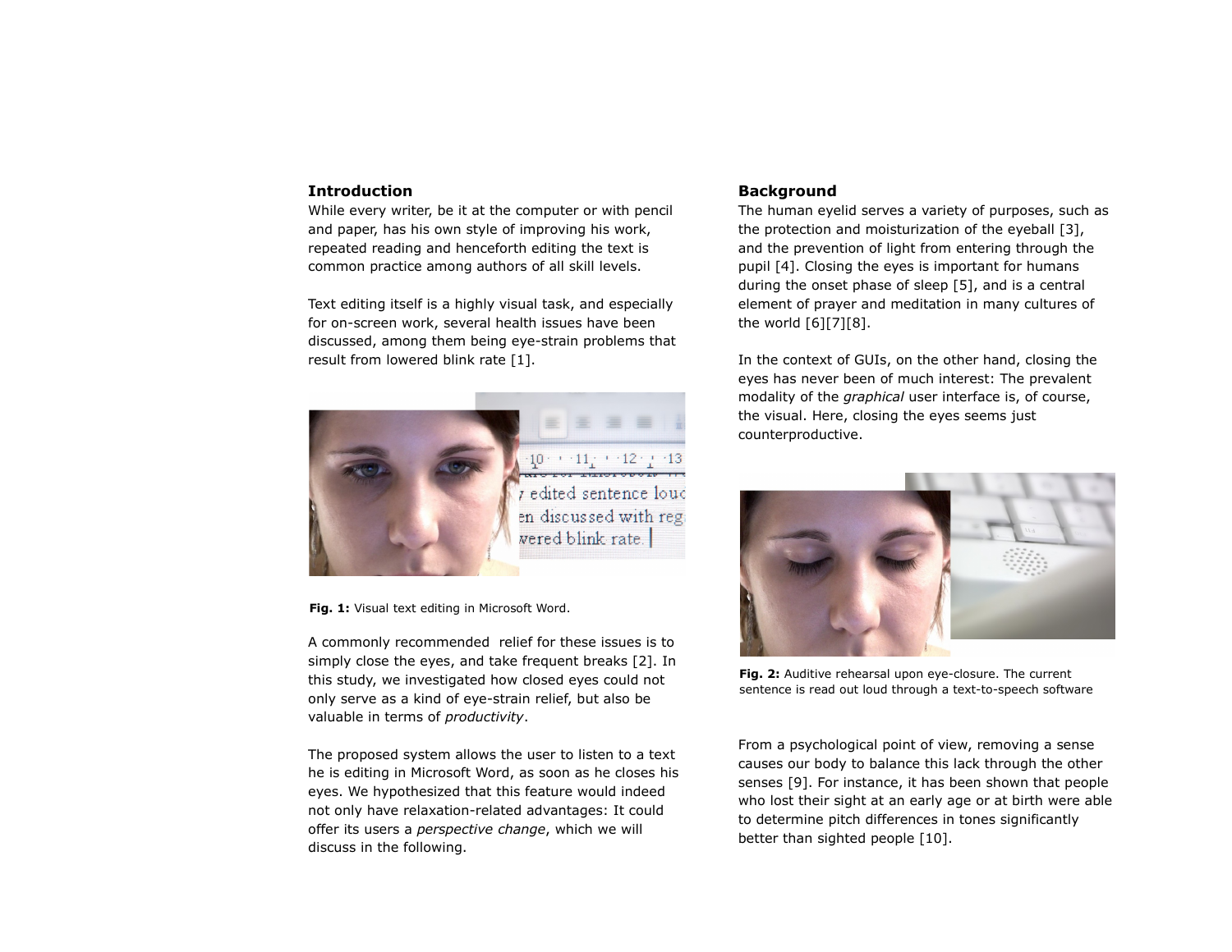## Introduction

While every writer, be it at the computer or with pencil and paper, has his own style of improving his work, repeated reading and henceforth editing the text is common practice among authors of all skill levels.

Text editing itself is a highly visual task, and especially for on-screen work, several health issues have been discussed, among them being eye-strain problems that result from lowered blink rate [1].

**Fig. 1:** Visual text editing in Microsoft Word.

A commonly recommended relief for these issues is to simply close the eyes, and take frequent breaks [2]. In this study, we investigated how closed eyes could not only serve as a kind of eye-strain relief, but also be valuable in terms of *productivity*.

The proposed system allows the user to listen to a text he is editing in Microsoft Word, as soon as he closes his eyes. We hypothesized that this feature would indeed not only have relaxation-related advantages: It could offer its users a *perspective change*, which we will discuss in the following.

## Background

The human eyelid serves a variety of purposes, such as the protection and moisturization of the eyeball [3], and the prevention of light from entering through the pupil [4]. Closing the eyes is important for humans during the onset phase of sleep [5], and is a central element of prayer and meditation in many cultures of the world [6][7][8].

In the context of GUIs, on the other hand, closing the eyes has never been of much interest: The prevalent modality of the *graphical* user interface is, of course, the visual. Here, closing the eyes seems just counterproductive.

**Fig. 2:** Auditive rehearsal upon eye-closure. The current sentence is read out loud through a text-to-speech software

From a psychological point of view, removing a sense causes our body to balance this lack through the other senses [9]. For instance, it has been shown that people who lost their sight at an early age or at birth were able to determine pitch differences in tones significantly better than sighted people [10].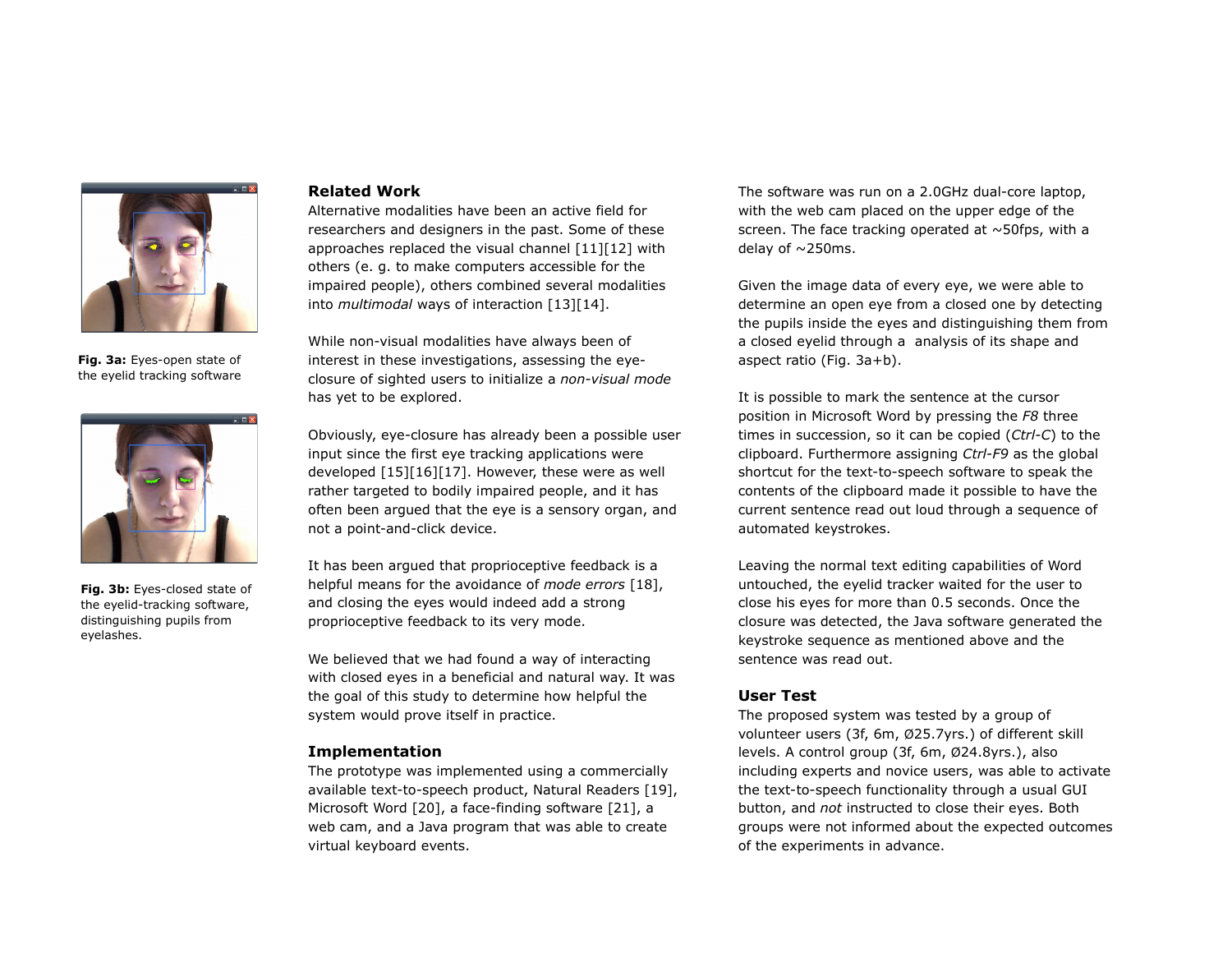Fig. 3a: Eyes-open state of the eyelid tracking software

Fig. 3b: Eyes-closed state of the eyelid-tracking software, distinguishing pupils from eyelashes.

## Related Work

Alternative modalities have been an active field for researchers and designers in the past. Some of these approaches replaced the visual channel [11][12] with others (e. g. to make computers accessible for the impaired people), others combined several modalities into *multimodal* ways of interaction [13][14].

While non-visual modalities have always been of interest in these investigations, assessing the eye-closure of sighted users to initialize a *non-visual mode* has yet to be explored.

Obviously, eye-closure has already been a possible user input since the first eye tracking applications were developed [15][16][17]. However, these were as well rather targeted to bodily impaired people, and it has often been argued that the eye is a sensory organ, and not a point-and-click device.

It has been argued that proprioceptive feedback is a helpful means for the avoidance of *mode errors* [18], and closing the eyes would indeed add a strong proprioceptive feedback to its very mode.

We believed that we had found a way of interacting with closed eyes in a beneficial and natural way. It was the goal of this study to determine how helpful the system would prove itself in practice.

## Implementation

The prototype was implemented using a commercially available text-to-speech product, Natural Readers [19], Microsoft Word [20], a face-finding software [21], a web cam, and a Java program that was able to create virtual keyboard events.

The software was run on a 2.0GHz dual-core laptop, with the web cam placed on the upper edge of the screen. The face tracking operated at ~50fps, with a delay of ~250ms.

Given the image data of every eye, we were able to determine an open eye from a closed one by detecting the pupils inside the eyes and distinguishing them from a closed eyelid through a analysis of its shape and aspect ratio (Fig. 3a+b).

It is possible to mark the sentence at the cursor position in Microsoft Word by pressing the *F8* three times in succession, so it can be copied (*Ctrl-C*) to the clipboard. Furthermore assigning *Ctrl-F9* as the global shortcut for the text-to-speech software to speak the contents of the clipboard made it possible to have the current sentence read out loud through a sequence of automated keystrokes.

Leaving the normal text editing capabilities of Word untouched, the eyelid tracker waited for the user to close his eyes for more than 0.5 seconds. Once the closure was detected, the Java software generated the keystroke sequence as mentioned above and the sentence was read out.

## User Test

The proposed system was tested by a group of volunteer users (3f, 6m, Ø25.7yrs.) of different skill levels. A control group (3f, 6m, Ø24.8yrs.), also including experts and novice users, was able to activate the text-to-speech functionality through a usual GUI button, and *not* instructed to close their eyes. Both groups were not informed about the expected outcomes of the experiments in advance.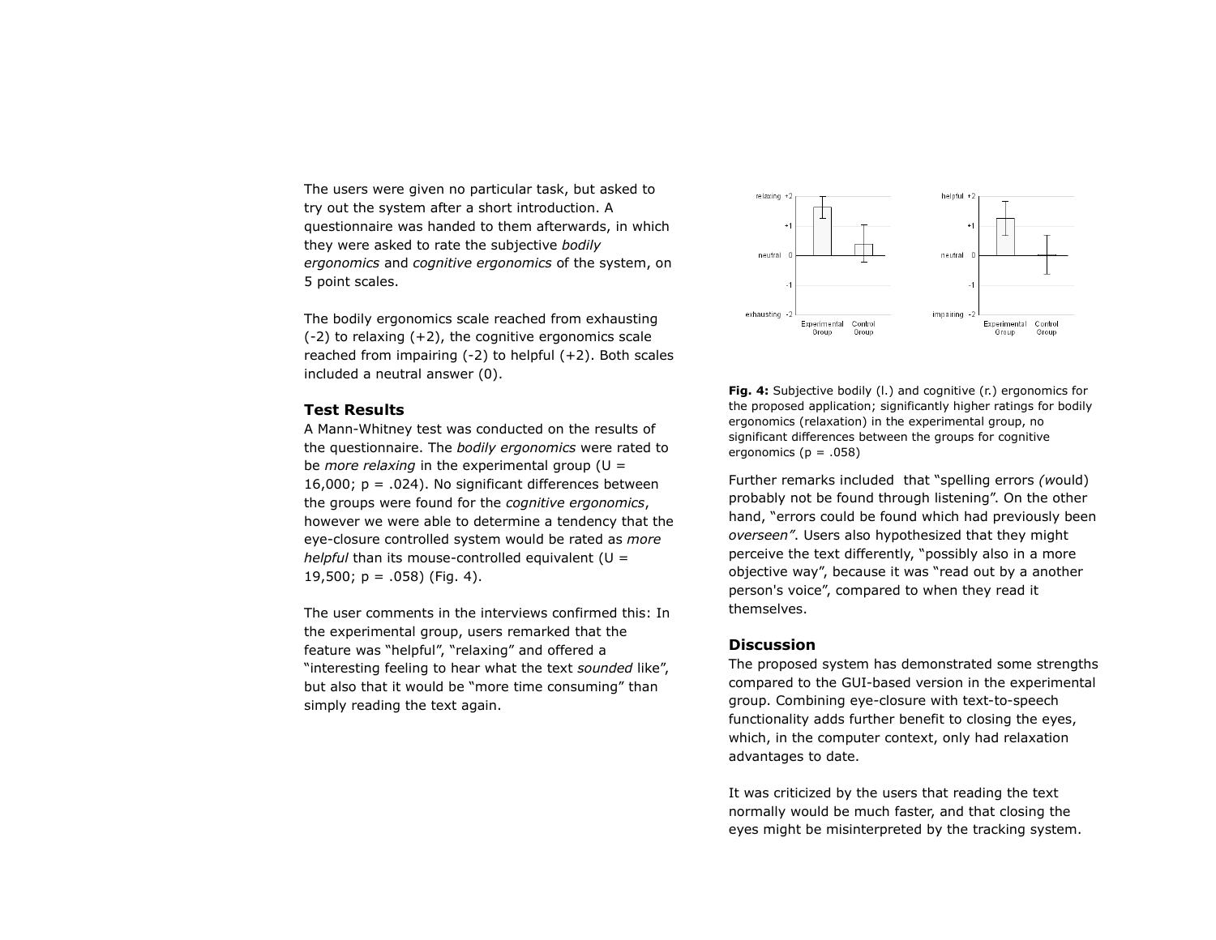The users were given no particular task, but asked to try out the system after a short introduction. A questionnaire was handed to them afterwards, in which they were asked to rate the subjective *bodily ergonomics* and *cognitive ergonomics* of the system, on 5 point scales.

The bodily ergonomics scale reached from exhausting (-2) to relaxing (+2), the cognitive ergonomics scale reached from impairing (-2) to helpful (+2). Both scales included a neutral answer (0).

### Test Results

A Mann-Whitney test was conducted on the results of the questionnaire. The *bodily ergonomics* were rated to be *more relaxing* in the experimental group ($U = 16{,}000$; $p = .024$). No significant differences between the groups were found for the *cognitive ergonomics*, however we were able to determine a tendency that the eye-closure controlled system would be rated as *more helpful* than its mouse-controlled equivalent ($U = 19{,}500$; $p = .058$) (Fig. 4).

The user comments in the interviews confirmed this: In the experimental group, users remarked that the feature was "helpful", "relaxing" and offered a "interesting feeling to hear what the text *sounded* like", but also that it would be "more time consuming" than simply reading the text again.

**Fig. 4:** Subjective bodily (l.) and cognitive (r.) ergonomics for the proposed application; significantly higher ratings for bodily ergonomics (relaxation) in the experimental group, no significant differences between the groups for cognitive ergonomics ($p = .058$)

Further remarks included that "spelling errors *(w*ould) probably not be found through listening". On the other hand, "errors could be found which had previously been *overseen"*. Users also hypothesized that they might perceive the text differently, "possibly also in a more objective way", because it was "read out by a another person's voice", compared to when they read it themselves.

### Discussion

The proposed system has demonstrated some strengths compared to the GUI-based version in the experimental group. Combining eye-closure with text-to-speech functionality adds further benefit to closing the eyes, which, in the computer context, only had relaxation advantages to date.

It was criticized by the users that reading the text normally would be much faster, and that closing the eyes might be misinterpreted by the tracking system.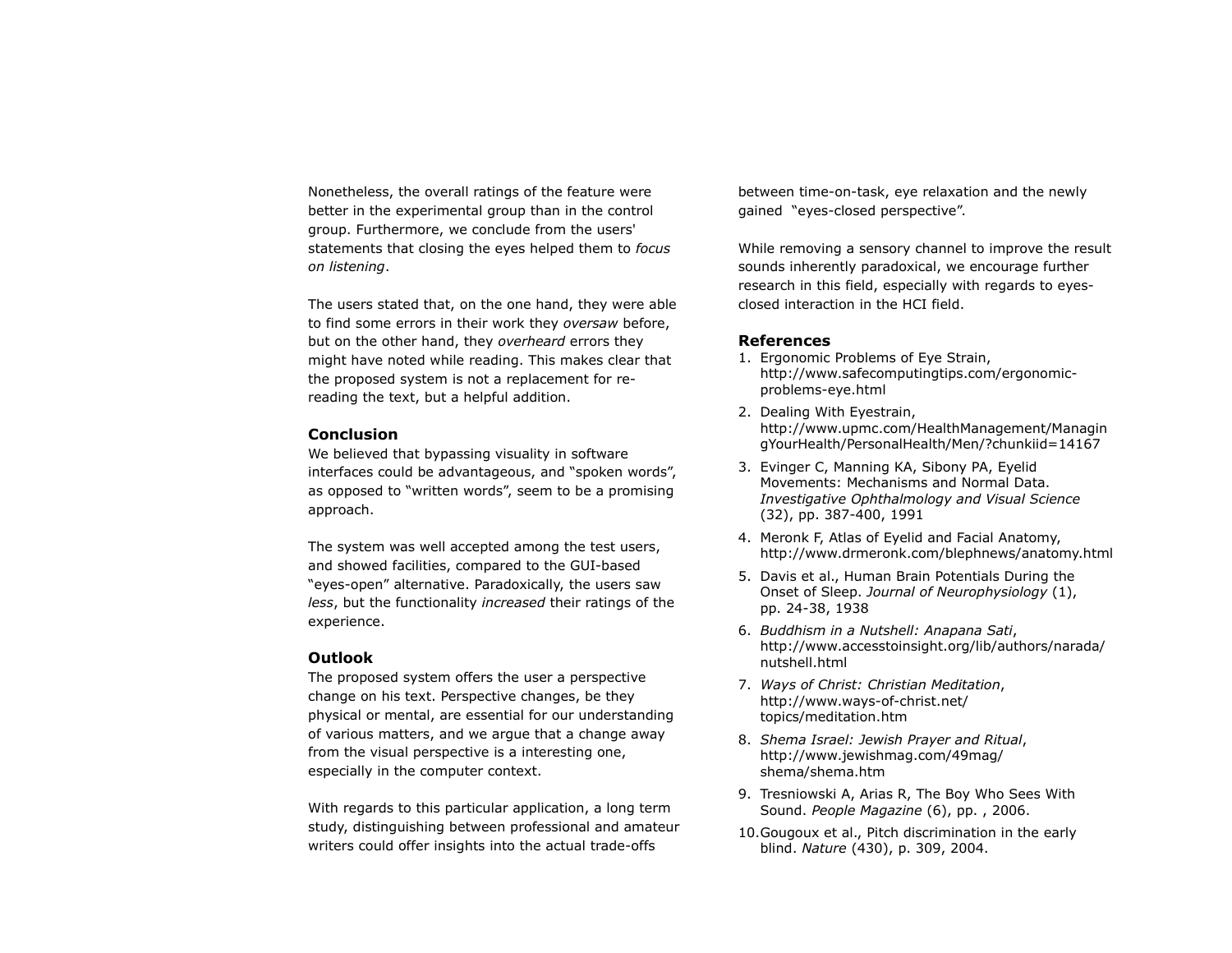Nonetheless, the overall ratings of the feature were better in the experimental group than in the control group. Furthermore, we conclude from the users' statements that closing the eyes helped them to *focus on listening*.

The users stated that, on the one hand, they were able to find some errors in their work they *oversaw* before, but on the other hand, they *overheard* errors they might have noted while reading. This makes clear that the proposed system is not a replacement for re-reading the text, but a helpful addition.

### Conclusion

We believed that bypassing visuality in software interfaces could be advantageous, and “spoken words”, as opposed to “written words”, seem to be a promising approach.

The system was well accepted among the test users, and showed facilities, compared to the GUI-based “eyes-open” alternative. Paradoxically, the users saw *less*, but the functionality *increased* their ratings of the experience.

### Outlook

The proposed system offers the user a perspective change on his text. Perspective changes, be they physical or mental, are essential for our understanding of various matters, and we argue that a change away from the visual perspective is a interesting one, especially in the computer context.

With regards to this particular application, a long term study, distinguishing between professional and amateur writers could offer insights into the actual trade-offs between time-on-task, eye relaxation and the newly gained “eyes-closed perspective”.

While removing a sensory channel to improve the result sounds inherently paradoxical, we encourage further research in this field, especially with regards to eyes-closed interaction in the HCI field.

### References

1. Ergonomic Problems of Eye Strain, http://www.safecomputingtips.com/ergonomic-problems-eye.html
2. Dealing With Eyestrain, http://www.upmc.com/HealthManagement/ManagingYourHealth/PersonalHealth/Men/?chunkiid=14167
3. Evinger C, Manning KA, Sibony PA, Eyelid Movements: Mechanisms and Normal Data. *Investigative Ophthalmology and Visual Science* (32), pp. 387-400, 1991
4. Meronk F, Atlas of Eyelid and Facial Anatomy, http://www.drmeronk.com/blephnews/anatomy.html
5. Davis et al., Human Brain Potentials During the Onset of Sleep. *Journal of Neurophysiology* (1), pp. 24-38, 1938
6. *Buddhism in a Nutshell: Anapana Sati*, http://www.accesstoinsight.org/lib/authors/narada/nutshell.html
7. *Ways of Christ: Christian Meditation*, http://www.ways-of-christ.net/topics/meditation.htm
8. *Shema Israel: Jewish Prayer and Ritual*, http://www.jewishmag.com/49mag/shema/shema.htm
9. Tresniowski A, Arias R, The Boy Who Sees With Sound. *People Magazine* (6), pp. , 2006.
10. Gougoux et al., Pitch discrimination in the early blind. *Nature* (430), p. 309, 2004.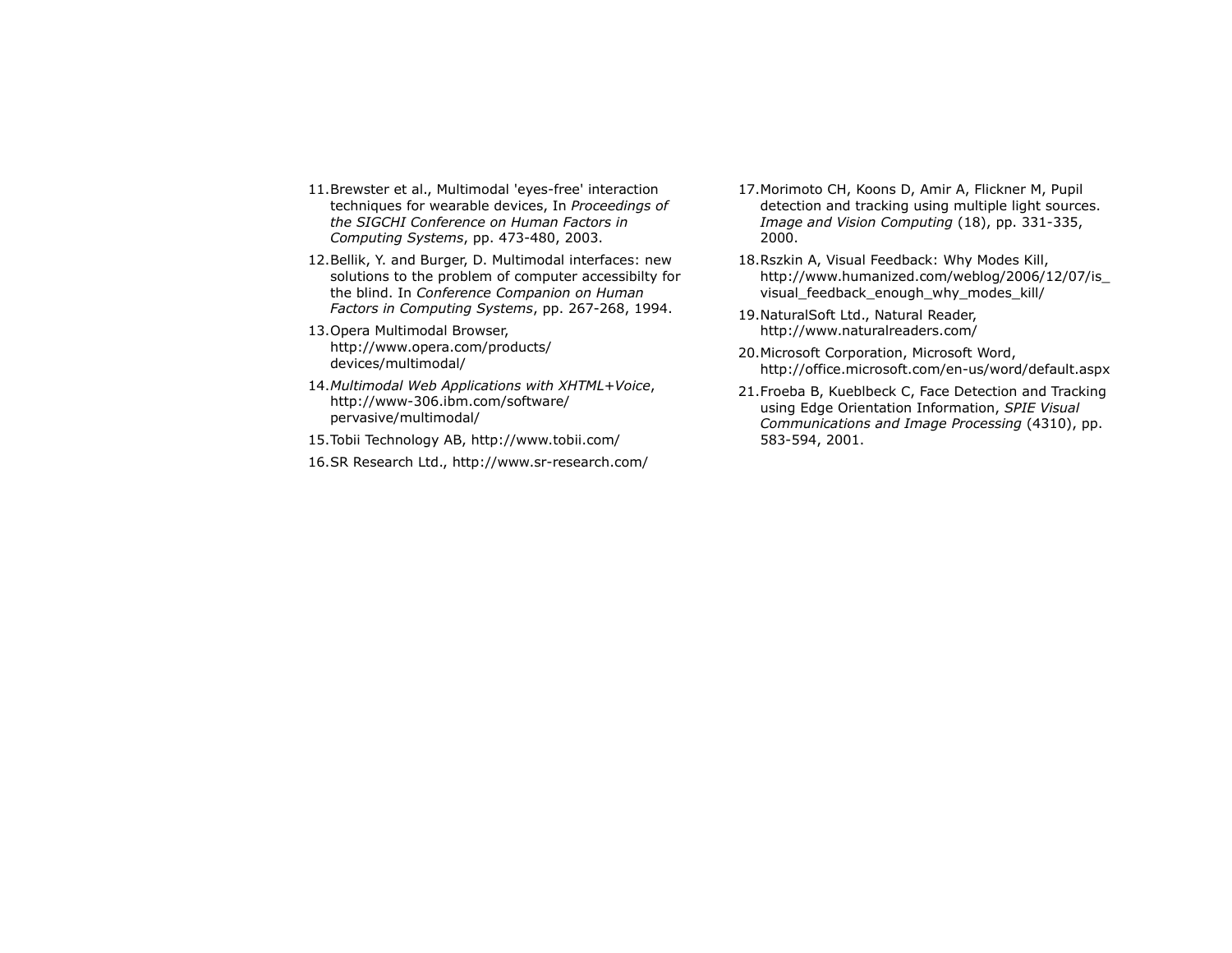11. Brewster et al., Multimodal 'eyes-free' interaction techniques for wearable devices, In *Proceedings of the SIGCHI Conference on Human Factors in Computing Systems*, pp. 473-480, 2003.
12. Bellik, Y. and Burger, D. Multimodal interfaces: new solutions to the problem of computer accessibilty for the blind. In *Conference Companion on Human Factors in Computing Systems*, pp. 267-268, 1994.
13. Opera Multimodal Browser, http://www.opera.com/products/devices/multimodal/
14. *Multimodal Web Applications with XHTML+Voice*, http://www-306.ibm.com/software/pervasive/multimodal/
15. Tobii Technology AB, http://www.tobii.com/
16. SR Research Ltd., http://www.sr-research.com/
17. Morimoto CH, Koons D, Amir A, Flickner M, Pupil detection and tracking using multiple light sources. *Image and Vision Computing* (18), pp. 331-335, 2000.
18. Rszkin A, Visual Feedback: Why Modes Kill, http://www.humanized.com/weblog/2006/12/07/is_visual_feedback_enough_why_modes_kill/
19. NaturalSoft Ltd., Natural Reader, http://www.naturalreaders.com/
20. Microsoft Corporation, Microsoft Word, http://office.microsoft.com/en-us/word/default.aspx
21. Froeba B, Kueblbeck C, Face Detection and Tracking using Edge Orientation Information, *SPIE Visual Communications and Image Processing* (4310), pp. 583-594, 2001.